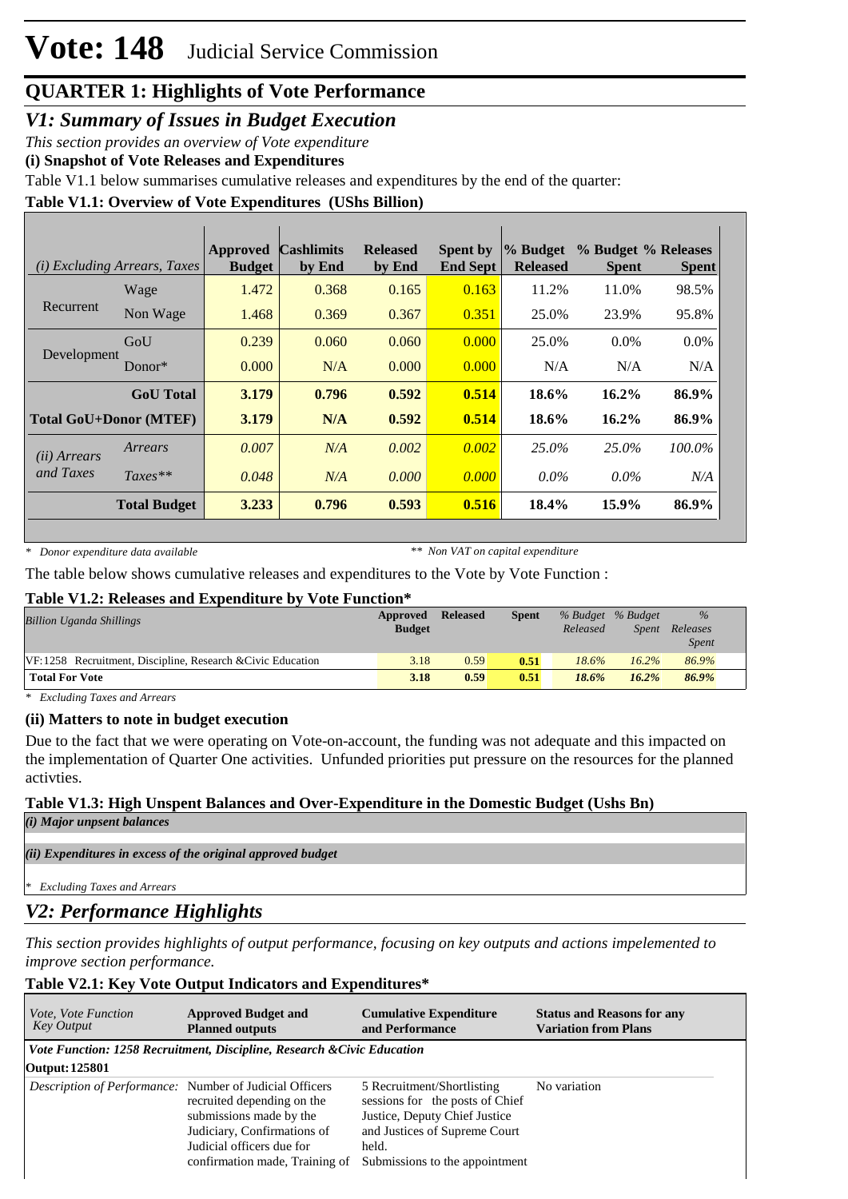# Vote: 148 Judicial Service Commission

## QUARTER 1: Highlights of Vote Performance

### *V1: Summary of Issues in Budget Execution*

*This section provides an overview of Vote expenditure*

**(i) Snapshot of Vote Releases and Expenditures**

Table V1.1 below summarises cumulative releases and expenditures by the end of the quarter:

**Table V1.1: Overview of Vote Expenditures (UShs Billion)**

| *(i) Excluding Arrears, Taxes* | | Approved Budget | Cashlimits by End | Released by End | Spent by End Sept | % Budget Released | % Budget Spent | % Releases Spent |
|---|---|---|---|---|---|---|---|---|
| Recurrent | Wage | 1.472 | 0.368 | 0.165 | 0.163 | 11.2% | 11.0% | 98.5% |
| | Non Wage | 1.468 | 0.369 | 0.367 | 0.351 | 25.0% | 23.9% | 95.8% |
| Development | GoU | 0.239 | 0.060 | 0.060 | 0.000 | 25.0% | 0.0% | 0.0% |
| | Donor* | 0.000 | N/A | 0.000 | 0.000 | N/A | N/A | N/A |
| | **GoU Total** | **3.179** | **0.796** | **0.592** | **0.514** | **18.6%** | **16.2%** | **86.9%** |
| **Total GoU+Donor (MTEF)** | | **3.179** | **N/A** | **0.592** | **0.514** | **18.6%** | **16.2%** | **86.9%** |
| *(ii) Arrears and Taxes* | *Arrears* | *0.007* | *N/A* | *0.002* | *0.002* | *25.0%* | *25.0%* | *100.0%* |
| | *Taxes*** | *0.048* | *N/A* | *0.000* | *0.000* | *0.0%* | *0.0%* | *N/A* |
| | **Total Budget** | **3.233** | **0.796** | **0.593** | **0.516** | **18.4%** | **15.9%** | **86.9%** |

\* *Donor expenditure data available* ** *Non VAT on capital expenditure*

The table below shows cumulative releases and expenditures to the Vote by Vote Function :

**Table V1.2: Releases and Expenditure by Vote Function***

| *Billion Uganda Shillings* | Approved Budget | Released | Spent | *% Budget Released* | *% Budget Spent* | *% Releases Spent* |
|---|---|---|---|---|---|---|
| VF:1258 Recruitment, Discipline, Research &Civic Education | 3.18 | 0.59 | 0.51 | *18.6%* | *16.2%* | *86.9%* |
| **Total For Vote** | **3.18** | **0.59** | **0.51** | ***18.6%*** | ***16.2%*** | ***86.9%*** |

\* *Excluding Taxes and Arrears*

**(ii) Matters to note in budget execution**

Due to the fact that we were operating on Vote-on-account, the funding was not adequate and this impacted on the implementation of Quarter One activities. Unfunded priorities put pressure on the resources for the planned activties.

**Table V1.3: High Unspent Balances and Over-Expenditure in the Domestic Budget (Ushs Bn)**

***(i) Major unpsent balances***

***(ii) Expenditures in excess of the original approved budget***

\* *Excluding Taxes and Arrears*

### *V2: Performance Highlights*

*This section provides highlights of output performance, focusing on key outputs and actions impelemented to improve section performance.*

**Table V2.1: Key Vote Output Indicators and Expenditures***

| *Vote, Vote Function Key Output* | **Approved Budget and Planned outputs** | **Cumulative Expenditure and Performance** | **Status and Reasons for any Variation from Plans** |
|---|---|---|---|
| ***Vote Function: 1258 Recruitment, Discipline, Research &Civic Education*** | | | |
| **Output: 125801** | | | |
| *Description of Performance:* | Number of Judicial Officers recruited depending on the submissions made by the Judiciary, Confirmations of Judicial officers due for confirmation made, Training of | 5 Recruitment/Shortlisting sessions for the posts of Chief Justice, Deputy Chief Justice and Justices of Supreme Court held. Submissions to the appointment | No variation |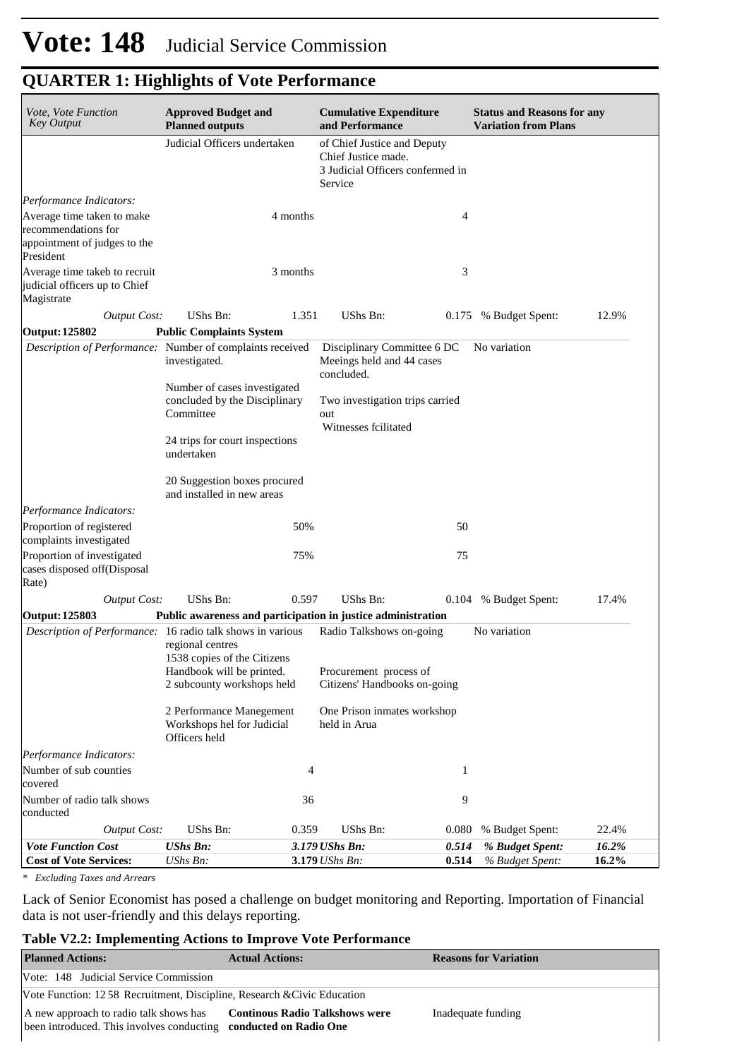# Vote: 148 Judicial Service Commission

## QUARTER 1: Highlights of Vote Performance

| *Vote, Vote Function Key Output* | **Approved Budget and Planned outputs** | | **Cumulative Expenditure and Performance** | | **Status and Reasons for any Variation from Plans** | |
|---|---|---|---|---|---|---|
| | Judicial Officers undertaken | | of Chief Justice and Deputy Chief Justice made.<br>3 Judicial Officers confermed in Service | | | |
| *Performance Indicators:* | | | | | | |
| Average time taken to make recommendations for appointment of judges to the President | | 4 months | | 4 | | |
| Average time takeb to recruit judicial officers up to Chief Magistrate | | 3 months | | 3 | | |
| *Output Cost:* | UShs Bn: | 1.351 | UShs Bn: | 0.175 | % Budget Spent: | 12.9% |
| **Output: 125802** | **Public Complaints System** | | | | | |
| *Description of Performance:* | Number of complaints received investigated.<br><br>Number of cases investigated concluded by the Disciplinary Committee<br><br>24 trips for court inspections undertaken<br><br>20 Suggestion boxes procured and installed in new areas | | Disciplinary Committee 6 DC Meeings held and 44 cases concluded.<br><br>Two investigation trips carried out<br>Witnesses fcilitated | | No variation | |
| *Performance Indicators:* | | | | | | |
| Proportion of registered complaints investigated | | 50% | | 50 | | |
| Proportion of investigated cases disposed off(Disposal Rate) | | 75% | | 75 | | |
| *Output Cost:* | UShs Bn: | 0.597 | UShs Bn: | 0.104 | % Budget Spent: | 17.4% |
| **Output: 125803** | **Public awareness and participation in justice administration** | | | | | |
| *Description of Performance:* | 16 radio talk shows in various regional centres<br>1538 copies of the Citizens Handbook will be printed.<br>2 subcounty workshops held<br><br>2 Performance Manegement Workshops hel for Judicial Officers held | | Radio Talkshows on-going<br><br>Procurement process of Citizens' Handbooks on-going<br><br>One Prison inmates workshop held in Arua | | No variation | |
| *Performance Indicators:* | | | | | | |
| Number of sub counties covered | | 4 | | 1 | | |
| Number of radio talk shows conducted | | 36 | | 9 | | |
| *Output Cost:* | UShs Bn: | 0.359 | UShs Bn: | 0.080 | % Budget Spent: | 22.4% |
| ***Vote Function Cost*** | ***UShs Bn:*** | ***3.179*** | ***UShs Bn:*** | ***0.514*** | ***% Budget Spent:*** | ***16.2%*** |
| **Cost of Vote Services:** | *UShs Bn:* | **3.179** | *UShs Bn:* | **0.514** | *% Budget Spent:* | **16.2%** |

*\* Excluding Taxes and Arrears*

Lack of Senior Economist has posed a challenge on budget monitoring and Reporting. Importation of Financial data is not user-friendly and this delays reporting.

### Table V2.2: Implementing Actions to Improve Vote Performance

| **Planned Actions:** | **Actual Actions:** | **Reasons for Variation** |
|---|---|---|
| Vote: 148 Judicial Service Commission | | |
| Vote Function: 12 58 Recruitment, Discipline, Research &Civic Education | | |
| A new approach to radio talk shows has been introduced. This involves conducting | **Continous Radio Talkshows were conducted on Radio One** | Inadequate funding |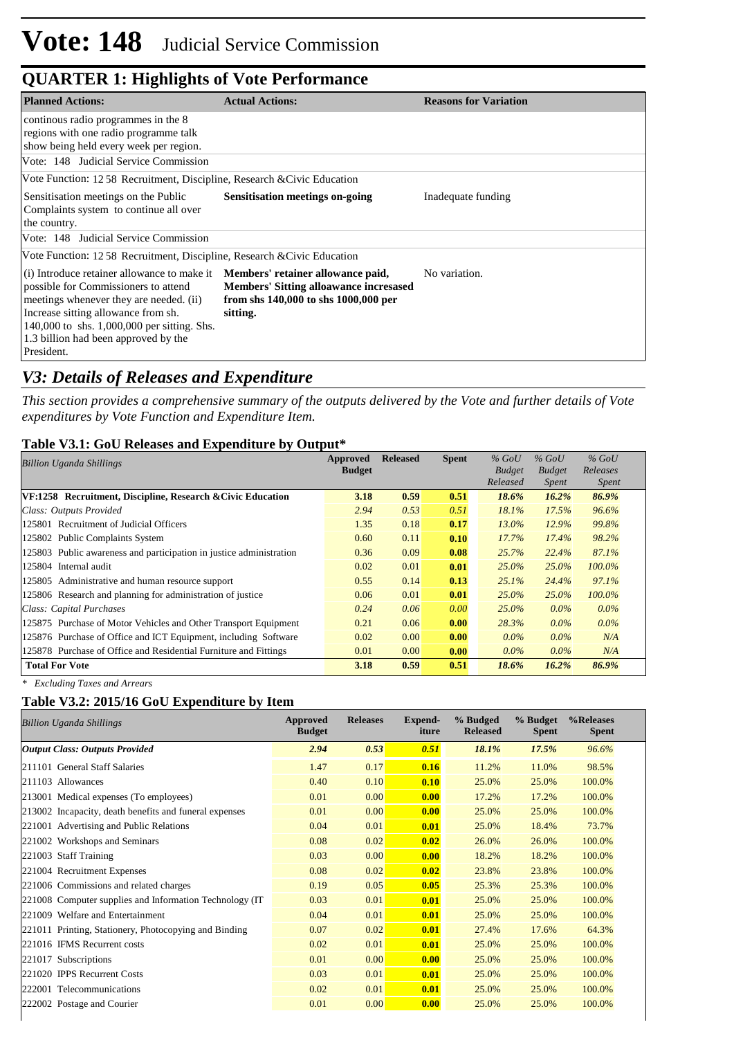# Vote: 148 Judicial Service Commission

## QUARTER 1: Highlights of Vote Performance

| Planned Actions: | Actual Actions: | Reasons for Variation |
|---|---|---|
| continous radio programmes in the 8 regions with one radio programme talk show being held every week per region. | | |
| Vote: 148 Judicial Service Commission | | |
| Vote Function: 12 58 Recruitment, Discipline, Research &Civic Education | | |
| Sensitisation meetings on the Public Complaints system to continue all over the country. | **Sensitisation meetings on-going** | Inadequate funding |
| Vote: 148 Judicial Service Commission | | |
| Vote Function: 12 58 Recruitment, Discipline, Research &Civic Education | | |
| (i) Introduce retainer allowance to make it possible for Commissioners to attend meetings whenever they are needed. (ii) Increase sitting allowance from sh. 140,000 to shs. 1,000,000 per sitting. Shs. 1.3 billion had been approved by the President. | **Members' retainer allowance paid, Members' Sitting alloawance incresased from shs 140,000 to shs 1000,000 per sitting.** | No variation. |

## *V3: Details of Releases and Expenditure*

*This section provides a comprehensive summary of the outputs delivered by the Vote and further details of Vote expenditures by Vote Function and Expenditure Item.*

### Table V3.1: GoU Releases and Expenditure by Output*

| *Billion Uganda Shillings* | Approved Budget | Released | Spent | *% GoU Budget Released* | *% GoU Budget Spent* | *% GoU Releases Spent* |
|---|---|---|---|---|---|---|
| **VF:1258 Recruitment, Discipline, Research &Civic Education** | **3.18** | **0.59** | **0.51** | ***18.6%*** | ***16.2%*** | ***86.9%*** |
| *Class: Outputs Provided* | *2.94* | *0.53* | *0.51* | *18.1%* | *17.5%* | *96.6%* |
| 125801 Recruitment of Judicial Officers | 1.35 | 0.18 | **0.17** | *13.0%* | *12.9%* | *99.8%* |
| 125802 Public Complaints System | 0.60 | 0.11 | **0.10** | *17.7%* | *17.4%* | *98.2%* |
| 125803 Public awareness and participation in justice administration | 0.36 | 0.09 | **0.08** | *25.7%* | *22.4%* | *87.1%* |
| 125804 Internal audit | 0.02 | 0.01 | **0.01** | *25.0%* | *25.0%* | *100.0%* |
| 125805 Administrative and human resource support | 0.55 | 0.14 | **0.13** | *25.1%* | *24.4%* | *97.1%* |
| 125806 Research and planning for administration of justice | 0.06 | 0.01 | **0.01** | *25.0%* | *25.0%* | *100.0%* |
| *Class: Capital Purchases* | *0.24* | *0.06* | *0.00* | *25.0%* | *0.0%* | *0.0%* |
| 125875 Purchase of Motor Vehicles and Other Transport Equipment | 0.21 | 0.06 | **0.00** | *28.3%* | *0.0%* | *0.0%* |
| 125876 Purchase of Office and ICT Equipment, including Software | 0.02 | 0.00 | **0.00** | *0.0%* | *0.0%* | *N/A* |
| 125878 Purchase of Office and Residential Furniture and Fittings | 0.01 | 0.00 | **0.00** | *0.0%* | *0.0%* | *N/A* |
| **Total For Vote** | **3.18** | **0.59** | **0.51** | ***18.6%*** | ***16.2%*** | ***86.9%*** |

*\* Excluding Taxes and Arrears*

### Table V3.2: 2015/16 GoU Expenditure by Item

| *Billion Uganda Shillings* | Approved Budget | Releases | Expend-iture | % Budged Released | % Budget Spent | %Releases Spent |
|---|---|---|---|---|---|---|
| ***Output Class: Outputs Provided*** | ***2.94*** | ***0.53*** | ***0.51*** | ***18.1%*** | ***17.5%*** | ***96.6%*** |
| 211101 General Staff Salaries | 1.47 | 0.17 | **0.16** | 11.2% | 11.0% | 98.5% |
| 211103 Allowances | 0.40 | 0.10 | **0.10** | 25.0% | 25.0% | 100.0% |
| 213001 Medical expenses (To employees) | 0.01 | 0.00 | **0.00** | 17.2% | 17.2% | 100.0% |
| 213002 Incapacity, death benefits and funeral expenses | 0.01 | 0.00 | **0.00** | 25.0% | 25.0% | 100.0% |
| 221001 Advertising and Public Relations | 0.04 | 0.01 | **0.01** | 25.0% | 18.4% | 73.7% |
| 221002 Workshops and Seminars | 0.08 | 0.02 | **0.02** | 26.0% | 26.0% | 100.0% |
| 221003 Staff Training | 0.03 | 0.00 | **0.00** | 18.2% | 18.2% | 100.0% |
| 221004 Recruitment Expenses | 0.08 | 0.02 | **0.02** | 23.8% | 23.8% | 100.0% |
| 221006 Commissions and related charges | 0.19 | 0.05 | **0.05** | 25.3% | 25.3% | 100.0% |
| 221008 Computer supplies and Information Technology (IT | 0.03 | 0.01 | **0.01** | 25.0% | 25.0% | 100.0% |
| 221009 Welfare and Entertainment | 0.04 | 0.01 | **0.01** | 25.0% | 25.0% | 100.0% |
| 221011 Printing, Stationery, Photocopying and Binding | 0.07 | 0.02 | **0.01** | 27.4% | 17.6% | 64.3% |
| 221016 IFMS Recurrent costs | 0.02 | 0.01 | **0.01** | 25.0% | 25.0% | 100.0% |
| 221017 Subscriptions | 0.01 | 0.00 | **0.00** | 25.0% | 25.0% | 100.0% |
| 221020 IPPS Recurrent Costs | 0.03 | 0.01 | **0.01** | 25.0% | 25.0% | 100.0% |
| 222001 Telecommunications | 0.02 | 0.01 | **0.01** | 25.0% | 25.0% | 100.0% |
| 222002 Postage and Courier | 0.01 | 0.00 | **0.00** | 25.0% | 25.0% | 100.0% |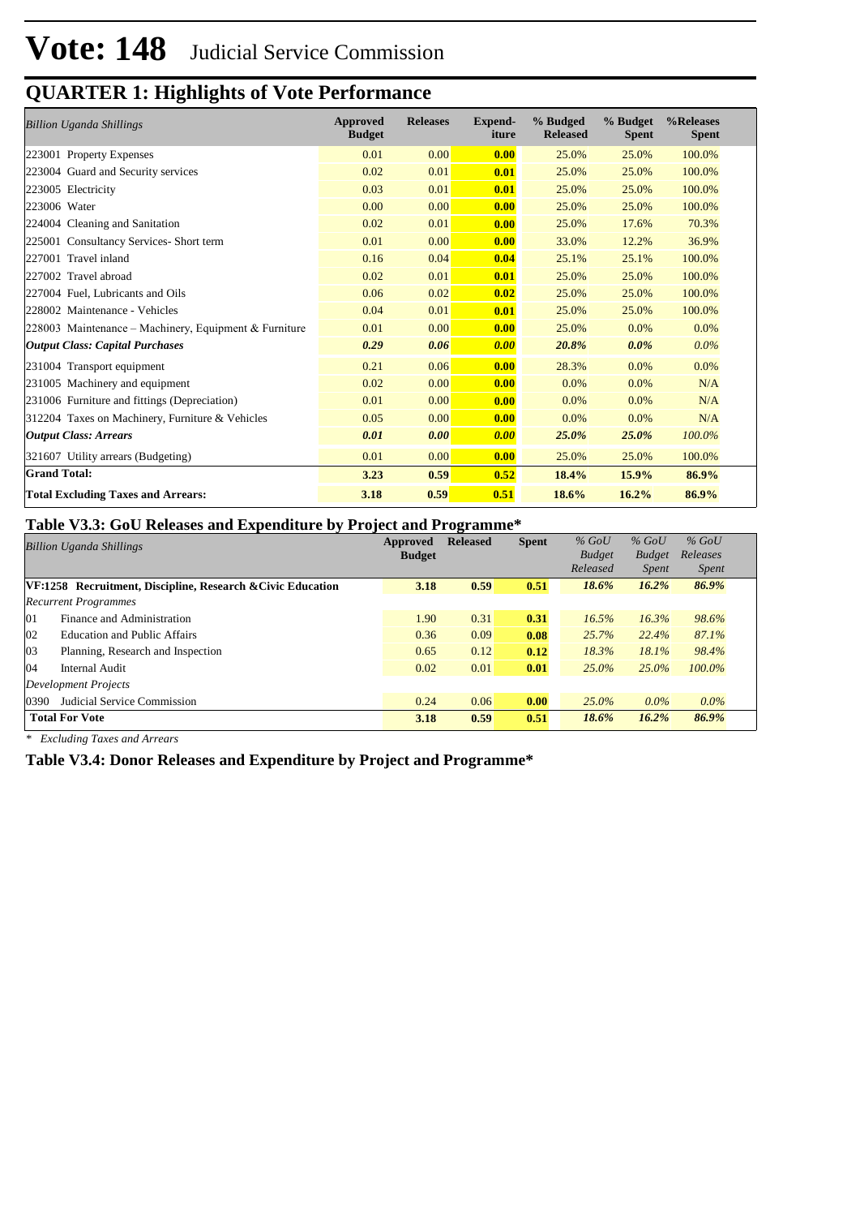# Vote: 148 Judicial Service Commission

## QUARTER 1: Highlights of Vote Performance

| *Billion Uganda Shillings* | Approved Budget | Releases | Expend-iture | % Budget Released | % Budget Spent | %Releases Spent |
|---|---|---|---|---|---|---|
| 223001 Property Expenses | 0.01 | 0.00 | 0.00 | 25.0% | 25.0% | 100.0% |
| 223004 Guard and Security services | 0.02 | 0.01 | 0.01 | 25.0% | 25.0% | 100.0% |
| 223005 Electricity | 0.03 | 0.01 | 0.01 | 25.0% | 25.0% | 100.0% |
| 223006 Water | 0.00 | 0.00 | 0.00 | 25.0% | 25.0% | 100.0% |
| 224004 Cleaning and Sanitation | 0.02 | 0.01 | 0.00 | 25.0% | 17.6% | 70.3% |
| 225001 Consultancy Services- Short term | 0.01 | 0.00 | 0.00 | 33.0% | 12.2% | 36.9% |
| 227001 Travel inland | 0.16 | 0.04 | 0.04 | 25.1% | 25.1% | 100.0% |
| 227002 Travel abroad | 0.02 | 0.01 | 0.01 | 25.0% | 25.0% | 100.0% |
| 227004 Fuel, Lubricants and Oils | 0.06 | 0.02 | 0.02 | 25.0% | 25.0% | 100.0% |
| 228002 Maintenance - Vehicles | 0.04 | 0.01 | 0.01 | 25.0% | 25.0% | 100.0% |
| 228003 Maintenance – Machinery, Equipment & Furniture | 0.01 | 0.00 | 0.00 | 25.0% | 0.0% | 0.0% |
| ***Output Class: Capital Purchases*** | ***0.29*** | ***0.06*** | ***0.00*** | ***20.8%*** | ***0.0%*** | ***0.0%*** |
| 231004 Transport equipment | 0.21 | 0.06 | 0.00 | 28.3% | 0.0% | 0.0% |
| 231005 Machinery and equipment | 0.02 | 0.00 | 0.00 | 0.0% | 0.0% | N/A |
| 231006 Furniture and fittings (Depreciation) | 0.01 | 0.00 | 0.00 | 0.0% | 0.0% | N/A |
| 312204 Taxes on Machinery, Furniture & Vehicles | 0.05 | 0.00 | 0.00 | 0.0% | 0.0% | N/A |
| ***Output Class: Arrears*** | ***0.01*** | ***0.00*** | ***0.00*** | ***25.0%*** | ***25.0%*** | ***100.0%*** |
| 321607 Utility arrears (Budgeting) | 0.01 | 0.00 | 0.00 | 25.0% | 25.0% | 100.0% |
| **Grand Total:** | **3.23** | **0.59** | **0.52** | **18.4%** | **15.9%** | **86.9%** |
| **Total Excluding Taxes and Arrears:** | **3.18** | **0.59** | **0.51** | **18.6%** | **16.2%** | **86.9%** |

### Table V3.3: GoU Releases and Expenditure by Project and Programme*

| *Billion Uganda Shillings* | Approved Budget | Released | Spent | *% GoU Budget Released* | *% GoU Budget Spent* | *% GoU Releases Spent* |
|---|---|---|---|---|---|---|
| **VF:1258 Recruitment, Discipline, Research &Civic Education** | **3.18** | **0.59** | **0.51** | ***18.6%*** | ***16.2%*** | ***86.9%*** |
| *Recurrent Programmes* | | | | | | |
| 01 Finance and Administration | 1.90 | 0.31 | 0.31 | *16.5%* | *16.3%* | *98.6%* |
| 02 Education and Public Affairs | 0.36 | 0.09 | 0.08 | *25.7%* | *22.4%* | *87.1%* |
| 03 Planning, Research and Inspection | 0.65 | 0.12 | 0.12 | *18.3%* | *18.1%* | *98.4%* |
| 04 Internal Audit | 0.02 | 0.01 | 0.01 | *25.0%* | *25.0%* | *100.0%* |
| *Development Projects* | | | | | | |
| 0390 Judicial Service Commission | 0.24 | 0.06 | 0.00 | *25.0%* | *0.0%* | *0.0%* |
| **Total For Vote** | **3.18** | **0.59** | **0.51** | ***18.6%*** | ***16.2%*** | ***86.9%*** |

*\* Excluding Taxes and Arrears*

### Table V3.4: Donor Releases and Expenditure by Project and Programme*